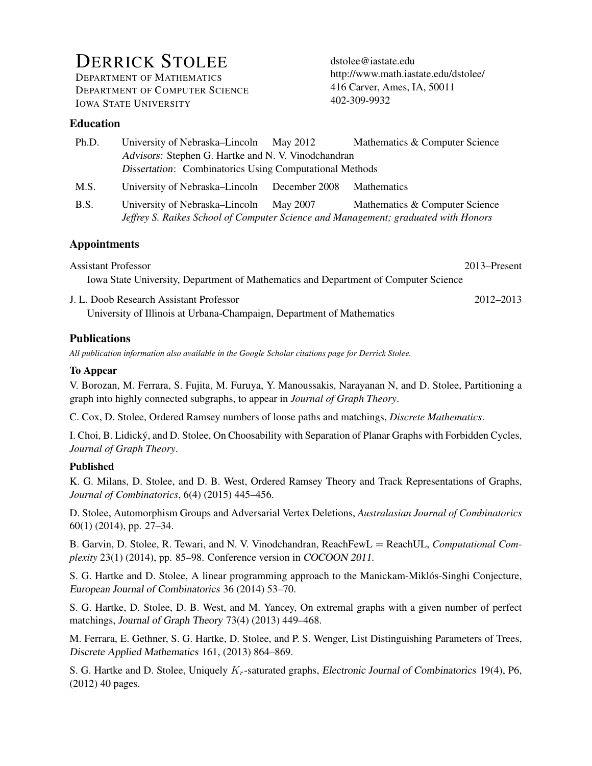# Derrick Stolee

Department of Mathematics
Department of Computer Science
Iowa State University

dstolee@iastate.edu
http://www.math.iastate.edu/dstolee/
416 Carver, Ames, IA, 50011
402-309-9932

## Education

| | | | |
|---|---|---|---|
| Ph.D. | University of Nebraska–Lincoln | May 2012 | Mathematics & Computer Science |
| | *Advisors:* Stephen G. Hartke and N. V. Vinodchandran | | |
| | *Dissertation*: Combinatorics Using Computational Methods | | |
| M.S. | University of Nebraska–Lincoln | December 2008 | Mathematics |
| B.S. | University of Nebraska–Lincoln | May 2007 | Mathematics & Computer Science |
| | *Jeffrey S. Raikes School of Computer Science and Management; graduated with Honors* | | |

## Appointments

Assistant Professor — 2013–Present
Iowa State University, Department of Mathematics and Department of Computer Science

J. L. Doob Research Assistant Professor — 2012–2013
University of Illinois at Urbana-Champaign, Department of Mathematics

## Publications

*All publication information also available in the Google Scholar citations page for Derrick Stolee.*

### To Appear

V. Borozan, M. Ferrara, S. Fujita, M. Furuya, Y. Manoussakis, Narayanan N, and D. Stolee, Partitioning a graph into highly connected subgraphs, to appear in *Journal of Graph Theory*.

C. Cox, D. Stolee, Ordered Ramsey numbers of loose paths and matchings, *Discrete Mathematics*.

I. Choi, B. Lidický, and D. Stolee, On Choosability with Separation of Planar Graphs with Forbidden Cycles, *Journal of Graph Theory*.

### Published

K. G. Milans, D. Stolee, and D. B. West, Ordered Ramsey Theory and Track Representations of Graphs, *Journal of Combinatorics*, 6(4) (2015) 445–456.

D. Stolee, Automorphism Groups and Adversarial Vertex Deletions, *Australasian Journal of Combinatorics* 60(1) (2014), pp. 27–34.

B. Garvin, D. Stolee, R. Tewari, and N. V. Vinodchandran, ReachFewL = ReachUL, *Computational Complexity* 23(1) (2014), pp. 85–98. Conference version in *COCOON 2011*.

S. G. Hartke and D. Stolee, A linear programming approach to the Manickam-Miklós-Singhi Conjecture, *European Journal of Combinatorics* 36 (2014) 53–70.

S. G. Hartke, D. Stolee, D. B. West, and M. Yancey, On extremal graphs with a given number of perfect matchings, *Journal of Graph Theory* 73(4) (2013) 449–468.

M. Ferrara, E. Gethner, S. G. Hartke, D. Stolee, and P. S. Wenger, List Distinguishing Parameters of Trees, *Discrete Applied Mathematics* 161, (2013) 864–869.

S. G. Hartke and D. Stolee, Uniquely $K_r$-saturated graphs, *Electronic Journal of Combinatorics* 19(4), P6, (2012) 40 pages.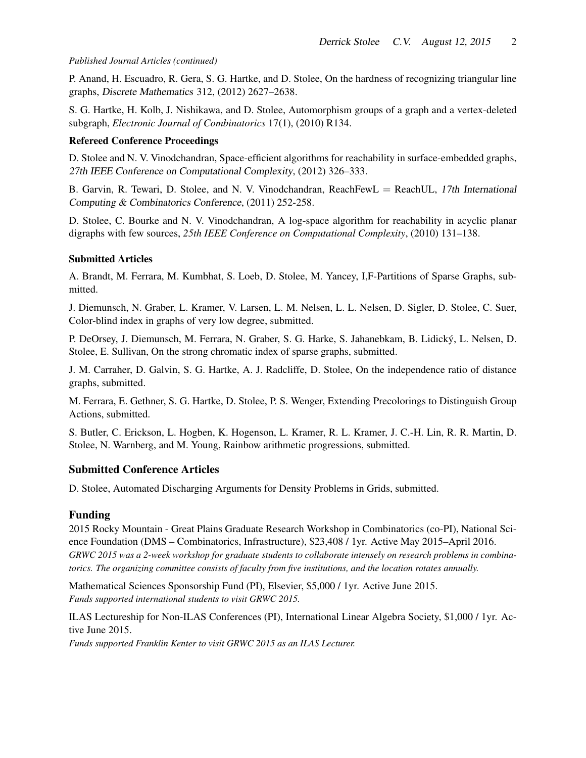*Published Journal Articles (continued)*

P. Anand, H. Escuadro, R. Gera, S. G. Hartke, and D. Stolee, On the hardness of recognizing triangular line graphs, *Discrete Mathematics* 312, (2012) 2627–2638.

S. G. Hartke, H. Kolb, J. Nishikawa, and D. Stolee, Automorphism groups of a graph and a vertex-deleted subgraph, *Electronic Journal of Combinatorics* 17(1), (2010) R134.

### Refereed Conference Proceedings

D. Stolee and N. V. Vinodchandran, Space-efficient algorithms for reachability in surface-embedded graphs, *27th IEEE Conference on Computational Complexity*, (2012) 326–333.

B. Garvin, R. Tewari, D. Stolee, and N. V. Vinodchandran, ReachFewL = ReachUL, *17th International Computing & Combinatorics Conference*, (2011) 252-258.

D. Stolee, C. Bourke and N. V. Vinodchandran, A log-space algorithm for reachability in acyclic planar digraphs with few sources, *25th IEEE Conference on Computational Complexity*, (2010) 131–138.

### Submitted Articles

A. Brandt, M. Ferrara, M. Kumbhat, S. Loeb, D. Stolee, M. Yancey, I,F-Partitions of Sparse Graphs, submitted.

J. Diemunsch, N. Graber, L. Kramer, V. Larsen, L. M. Nelsen, L. L. Nelsen, D. Sigler, D. Stolee, C. Suer, Color-blind index in graphs of very low degree, submitted.

P. DeOrsey, J. Diemunsch, M. Ferrara, N. Graber, S. G. Harke, S. Jahanebkam, B. Lidický, L. Nelsen, D. Stolee, E. Sullivan, On the strong chromatic index of sparse graphs, submitted.

J. M. Carraher, D. Galvin, S. G. Hartke, A. J. Radcliffe, D. Stolee, On the independence ratio of distance graphs, submitted.

M. Ferrara, E. Gethner, S. G. Hartke, D. Stolee, P. S. Wenger, Extending Precolorings to Distinguish Group Actions, submitted.

S. Butler, C. Erickson, L. Hogben, K. Hogenson, L. Kramer, R. L. Kramer, J. C.-H. Lin, R. R. Martin, D. Stolee, N. Warnberg, and M. Young, Rainbow arithmetic progressions, submitted.

## Submitted Conference Articles

D. Stolee, Automated Discharging Arguments for Density Problems in Grids, submitted.

## Funding

2015 Rocky Mountain - Great Plains Graduate Research Workshop in Combinatorics (co-PI), National Science Foundation (DMS – Combinatorics, Infrastructure), $23,408 / 1yr. Active May 2015–April 2016.
*GRWC 2015 was a 2-week workshop for graduate students to collaborate intensely on research problems in combinatorics. The organizing committee consists of faculty from five institutions, and the location rotates annually.*

Mathematical Sciences Sponsorship Fund (PI), Elsevier, $5,000 / 1yr. Active June 2015.
*Funds supported international students to visit GRWC 2015.*

ILAS Lectureship for Non-ILAS Conferences (PI), International Linear Algebra Society, $1,000 / 1yr. Active June 2015.
*Funds supported Franklin Kenter to visit GRWC 2015 as an ILAS Lecturer.*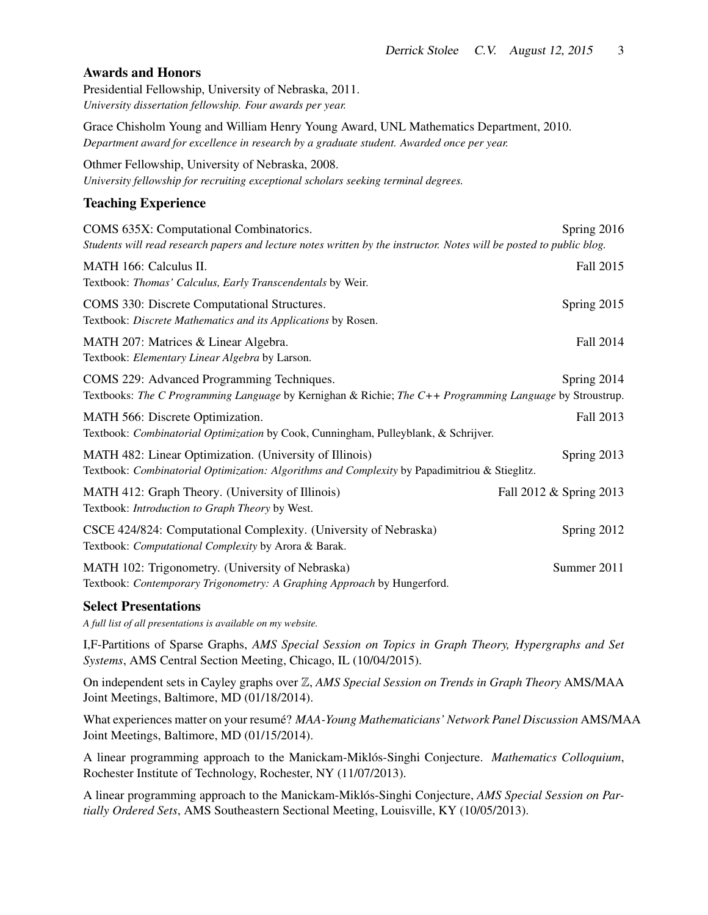## Awards and Honors

Presidential Fellowship, University of Nebraska, 2011.
*University dissertation fellowship. Four awards per year.*

Grace Chisholm Young and William Henry Young Award, UNL Mathematics Department, 2010.
*Department award for excellence in research by a graduate student. Awarded once per year.*

Othmer Fellowship, University of Nebraska, 2008.
*University fellowship for recruiting exceptional scholars seeking terminal degrees.*

## Teaching Experience

COMS 635X: Computational Combinatorics. — Spring 2016
*Students will read research papers and lecture notes written by the instructor. Notes will be posted to public blog.*

MATH 166: Calculus II. — Fall 2015
Textbook: *Thomas' Calculus, Early Transcendentals* by Weir.

COMS 330: Discrete Computational Structures. — Spring 2015
Textbook: *Discrete Mathematics and its Applications* by Rosen.

MATH 207: Matrices & Linear Algebra. — Fall 2014
Textbook: *Elementary Linear Algebra* by Larson.

COMS 229: Advanced Programming Techniques. — Spring 2014
Textbooks: *The C Programming Language* by Kernighan & Richie; *The C++ Programming Language* by Stroustrup.

MATH 566: Discrete Optimization. — Fall 2013
Textbook: *Combinatorial Optimization* by Cook, Cunningham, Pulleyblank, & Schrijver.

MATH 482: Linear Optimization. (University of Illinois) — Spring 2013
Textbook: *Combinatorial Optimization: Algorithms and Complexity* by Papadimitriou & Stieglitz.

MATH 412: Graph Theory. (University of Illinois) — Fall 2012 & Spring 2013
Textbook: *Introduction to Graph Theory* by West.

CSCE 424/824: Computational Complexity. (University of Nebraska) — Spring 2012
Textbook: *Computational Complexity* by Arora & Barak.

MATH 102: Trigonometry. (University of Nebraska) — Summer 2011
Textbook: *Contemporary Trigonometry: A Graphing Approach* by Hungerford.

## Select Presentations

*A full list of all presentations is available on my website.*

I,F-Partitions of Sparse Graphs, *AMS Special Session on Topics in Graph Theory, Hypergraphs and Set Systems*, AMS Central Section Meeting, Chicago, IL (10/04/2015).

On independent sets in Cayley graphs over $\mathbb{Z}$, *AMS Special Session on Trends in Graph Theory* AMS/MAA Joint Meetings, Baltimore, MD (01/18/2014).

What experiences matter on your resumé? *MAA-Young Mathematicians' Network Panel Discussion* AMS/MAA Joint Meetings, Baltimore, MD (01/15/2014).

A linear programming approach to the Manickam-Miklós-Singhi Conjecture. *Mathematics Colloquium*, Rochester Institute of Technology, Rochester, NY (11/07/2013).

A linear programming approach to the Manickam-Miklós-Singhi Conjecture, *AMS Special Session on Partially Ordered Sets*, AMS Southeastern Sectional Meeting, Louisville, KY (10/05/2013).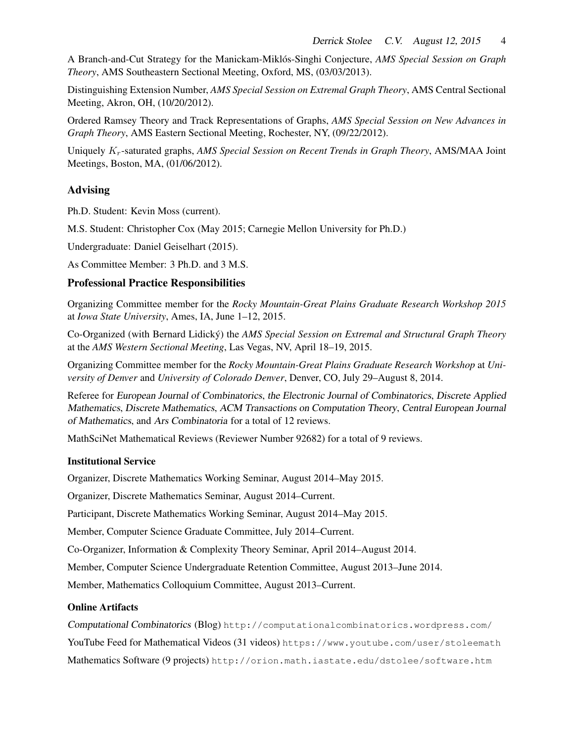A Branch-and-Cut Strategy for the Manickam-Miklós-Singhi Conjecture, *AMS Special Session on Graph Theory*, AMS Southeastern Sectional Meeting, Oxford, MS, (03/03/2013).

Distinguishing Extension Number, *AMS Special Session on Extremal Graph Theory*, AMS Central Sectional Meeting, Akron, OH, (10/20/2012).

Ordered Ramsey Theory and Track Representations of Graphs, *AMS Special Session on New Advances in Graph Theory*, AMS Eastern Sectional Meeting, Rochester, NY, (09/22/2012).

Uniquely $K_r$-saturated graphs, *AMS Special Session on Recent Trends in Graph Theory*, AMS/MAA Joint Meetings, Boston, MA, (01/06/2012).

## Advising

Ph.D. Student: Kevin Moss (current).

M.S. Student: Christopher Cox (May 2015; Carnegie Mellon University for Ph.D.)

Undergraduate: Daniel Geiselhart (2015).

As Committee Member: 3 Ph.D. and 3 M.S.

## Professional Practice Responsibilities

Organizing Committee member for the *Rocky Mountain-Great Plains Graduate Research Workshop 2015* at *Iowa State University*, Ames, IA, June 1–12, 2015.

Co-Organized (with Bernard Lidický) the *AMS Special Session on Extremal and Structural Graph Theory* at the *AMS Western Sectional Meeting*, Las Vegas, NV, April 18–19, 2015.

Organizing Committee member for the *Rocky Mountain-Great Plains Graduate Research Workshop* at *University of Denver* and *University of Colorado Denver*, Denver, CO, July 29–August 8, 2014.

Referee for *European Journal of Combinatorics*, *the Electronic Journal of Combinatorics*, *Discrete Applied Mathematics*, *Discrete Mathematics*, *ACM Transactions on Computation Theory*, *Central European Journal of Mathematics*, and *Ars Combinatoria* for a total of 12 reviews.

MathSciNet Mathematical Reviews (Reviewer Number 92682) for a total of 9 reviews.

### Institutional Service

Organizer, Discrete Mathematics Working Seminar, August 2014–May 2015.

Organizer, Discrete Mathematics Seminar, August 2014–Current.

Participant, Discrete Mathematics Working Seminar, August 2014–May 2015.

Member, Computer Science Graduate Committee, July 2014–Current.

Co-Organizer, Information & Complexity Theory Seminar, April 2014–August 2014.

Member, Computer Science Undergraduate Retention Committee, August 2013–June 2014.

Member, Mathematics Colloquium Committee, August 2013–Current.

### Online Artifacts

*Computational Combinatorics* (Blog) `http://computationalcombinatorics.wordpress.com/`

YouTube Feed for Mathematical Videos (31 videos) `https://www.youtube.com/user/stoleemath`

Mathematics Software (9 projects) `http://orion.math.iastate.edu/dstolee/software.htm`